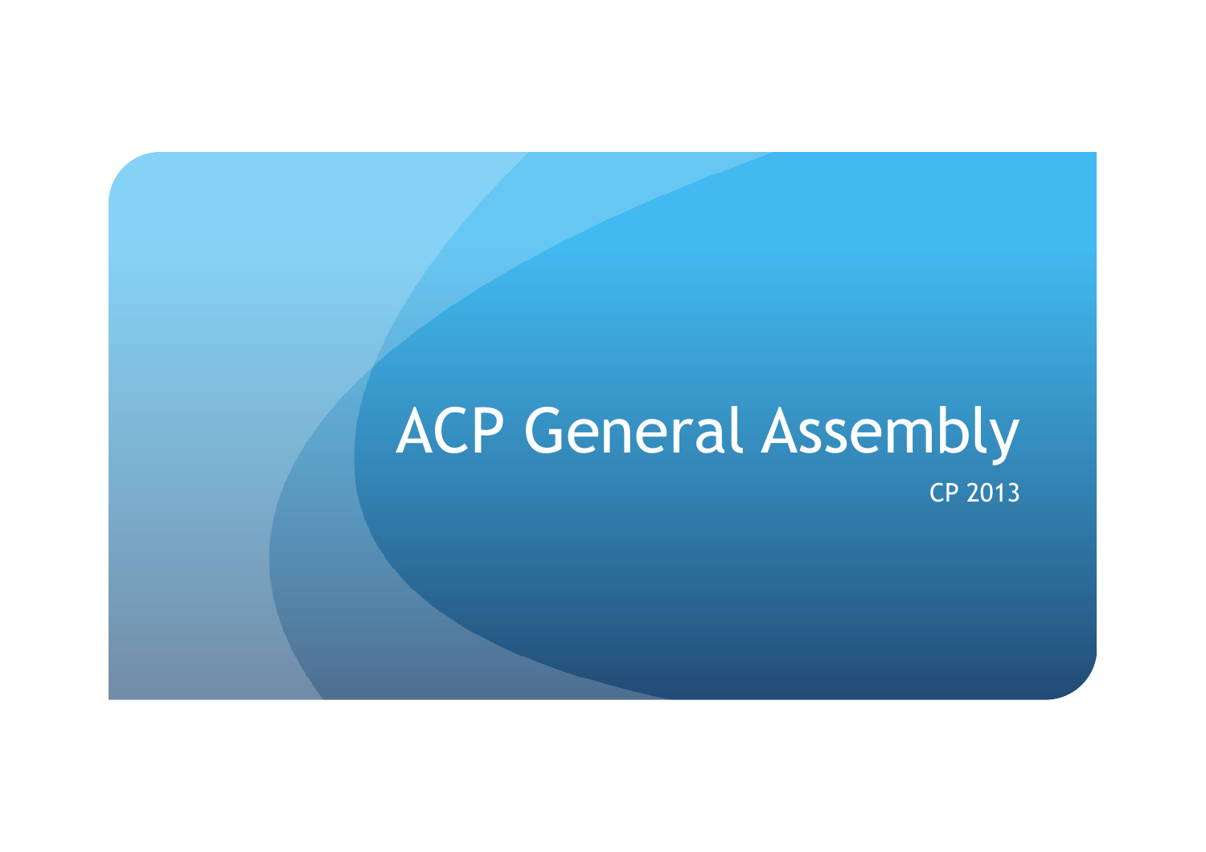# ACP General Assembly

CP 2013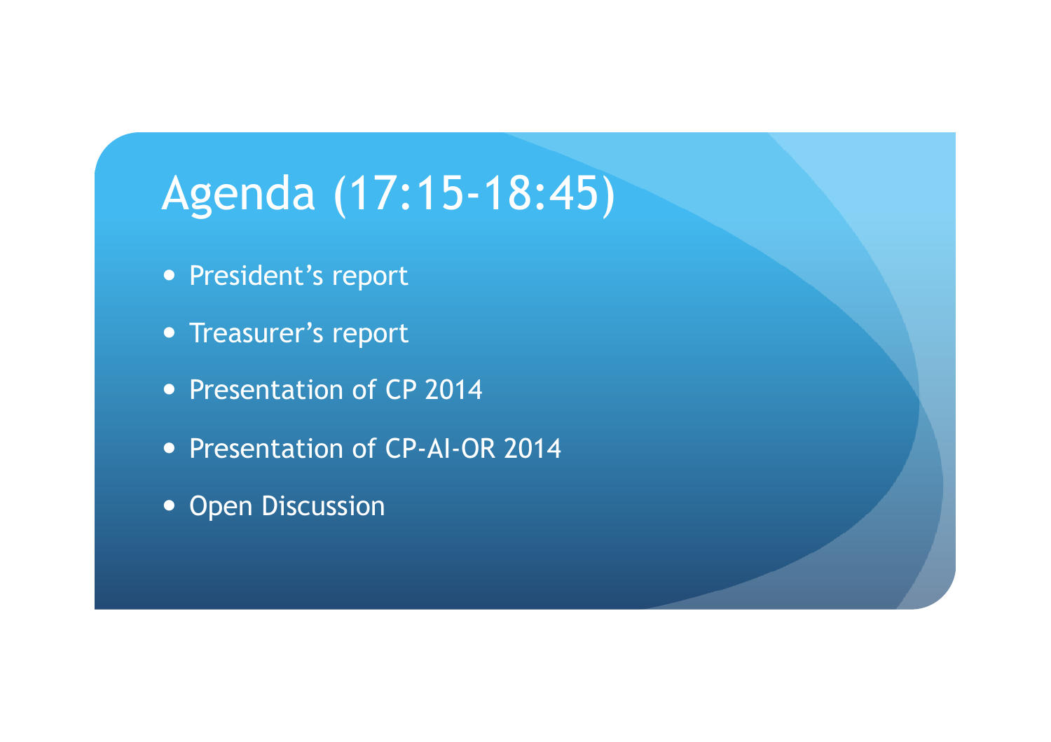# Agenda (17:15-18:45)

- President's report
- Treasurer's report
- Presentation of CP 2014
- Presentation of CP-AI-OR 2014
- Open Discussion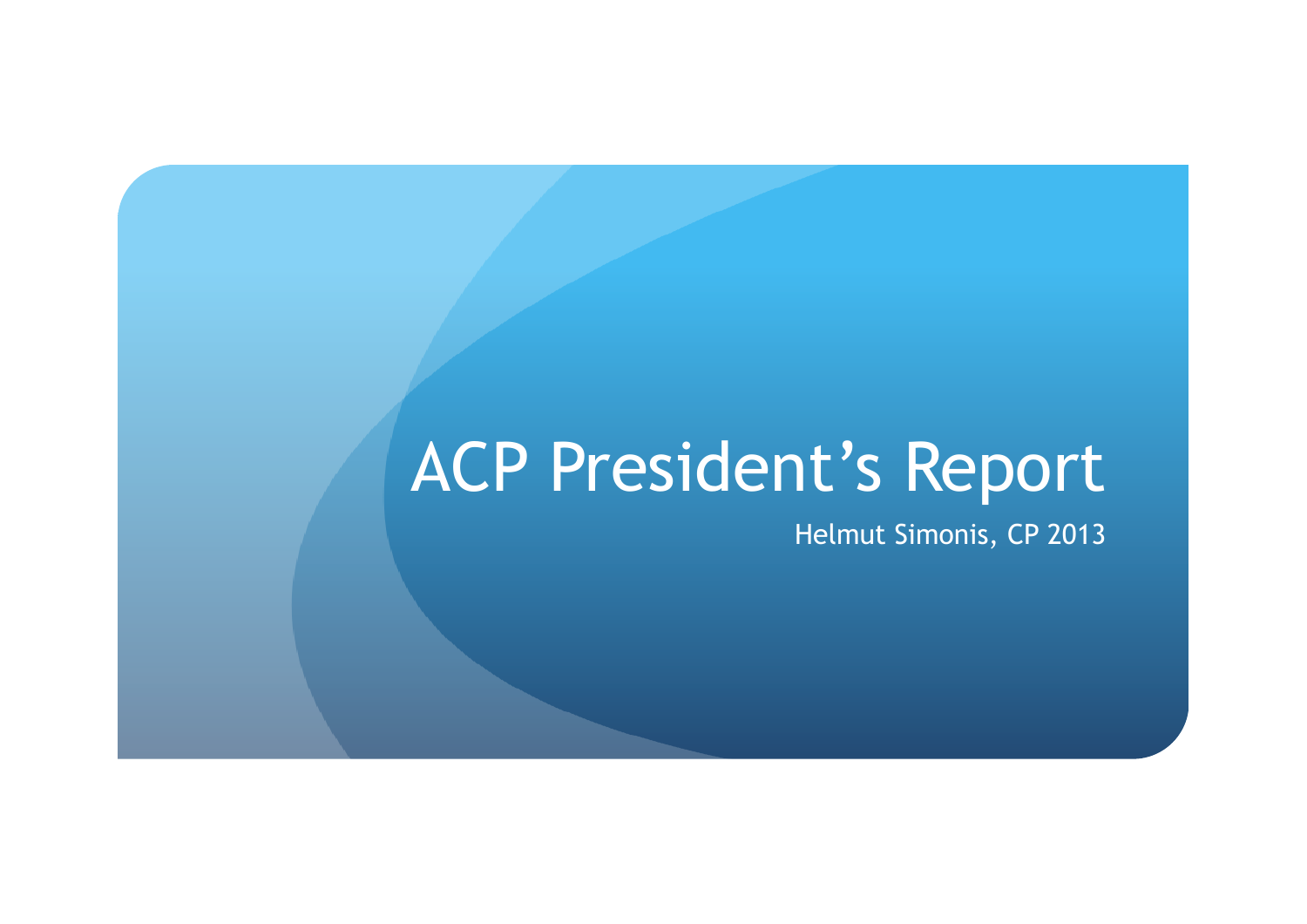# ACP President's Report

Helmut Simonis, CP 2013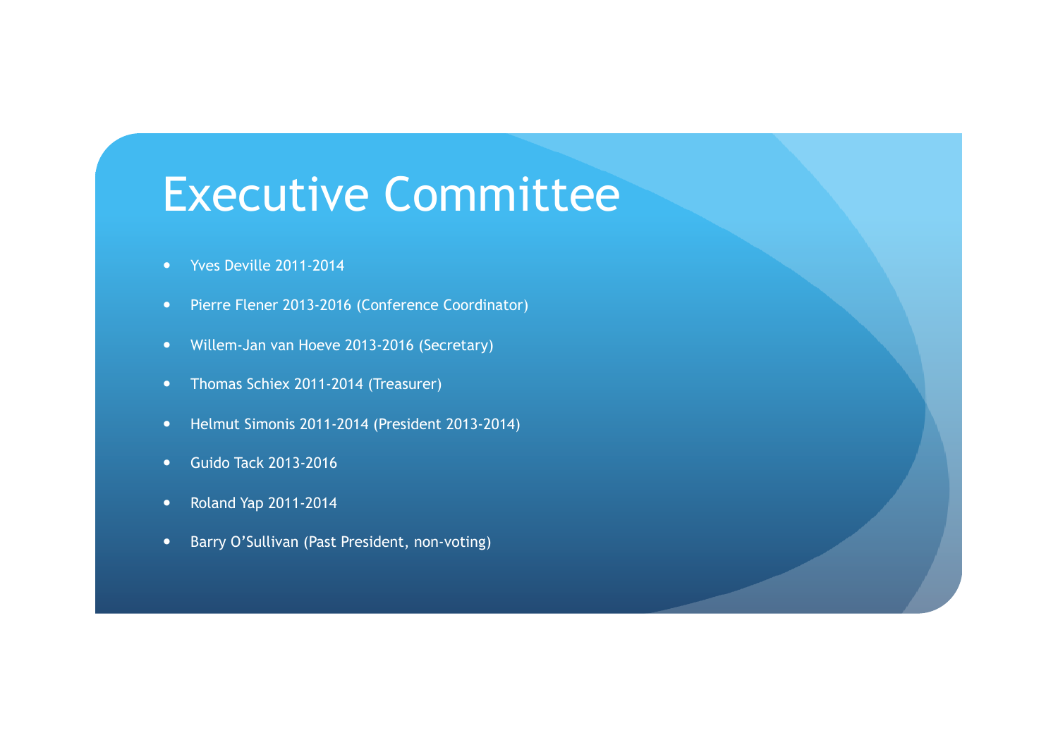# Executive Committee

- Yves Deville 2011-2014
- Pierre Flener 2013-2016 (Conference Coordinator)
- Willem-Jan van Hoeve 2013-2016 (Secretary)
- Thomas Schiex 2011-2014 (Treasurer)
- Helmut Simonis 2011-2014 (President 2013-2014)
- Guido Tack 2013-2016
- Roland Yap 2011-2014
- Barry O'Sullivan (Past President, non-voting)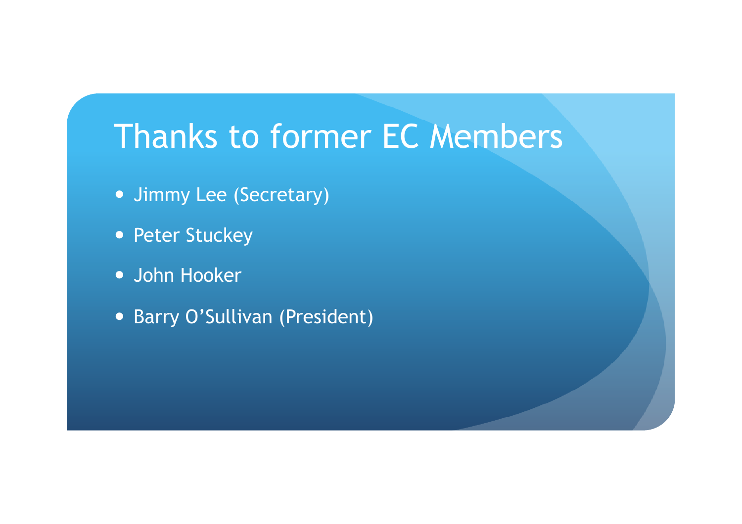# Thanks to former EC Members

- Jimmy Lee (Secretary)
- Peter Stuckey
- John Hooker
- Barry O'Sullivan (President)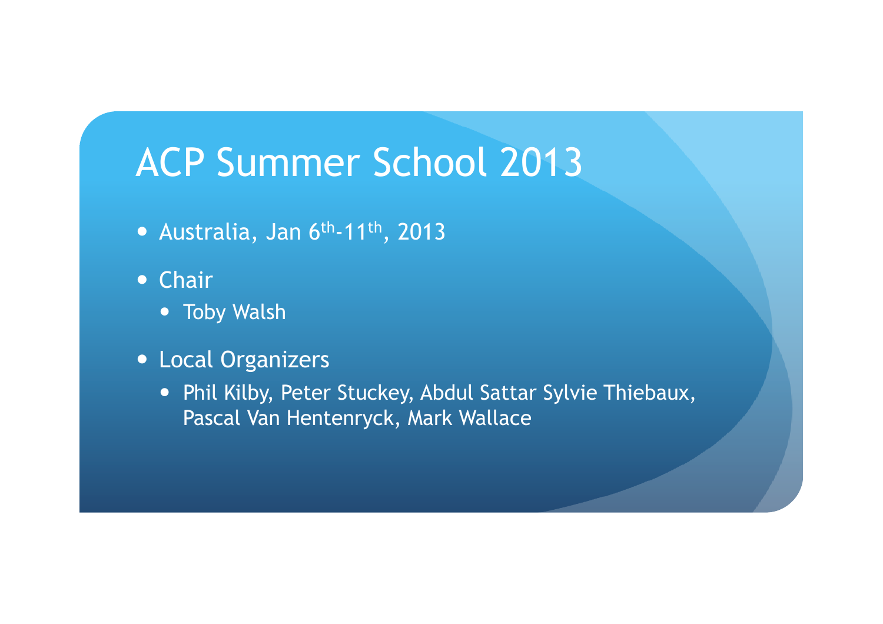# ACP Summer School 2013

- Australia, Jan 6th-11th, 2013
- Chair
  - Toby Walsh
- Local Organizers
  - Phil Kilby, Peter Stuckey, Abdul Sattar Sylvie Thiebaux, Pascal Van Hentenryck, Mark Wallace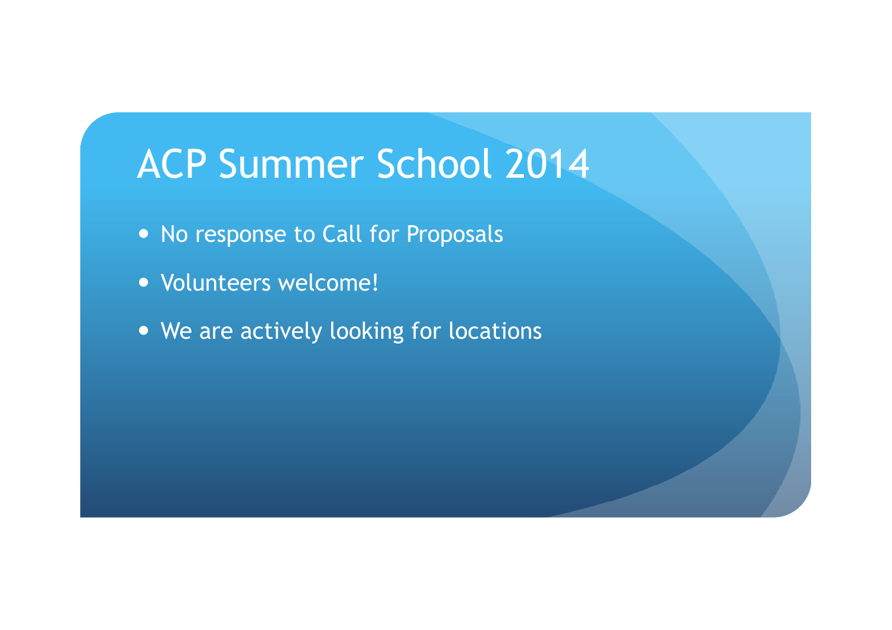# ACP Summer School 2014

- No response to Call for Proposals
- Volunteers welcome!
- We are actively looking for locations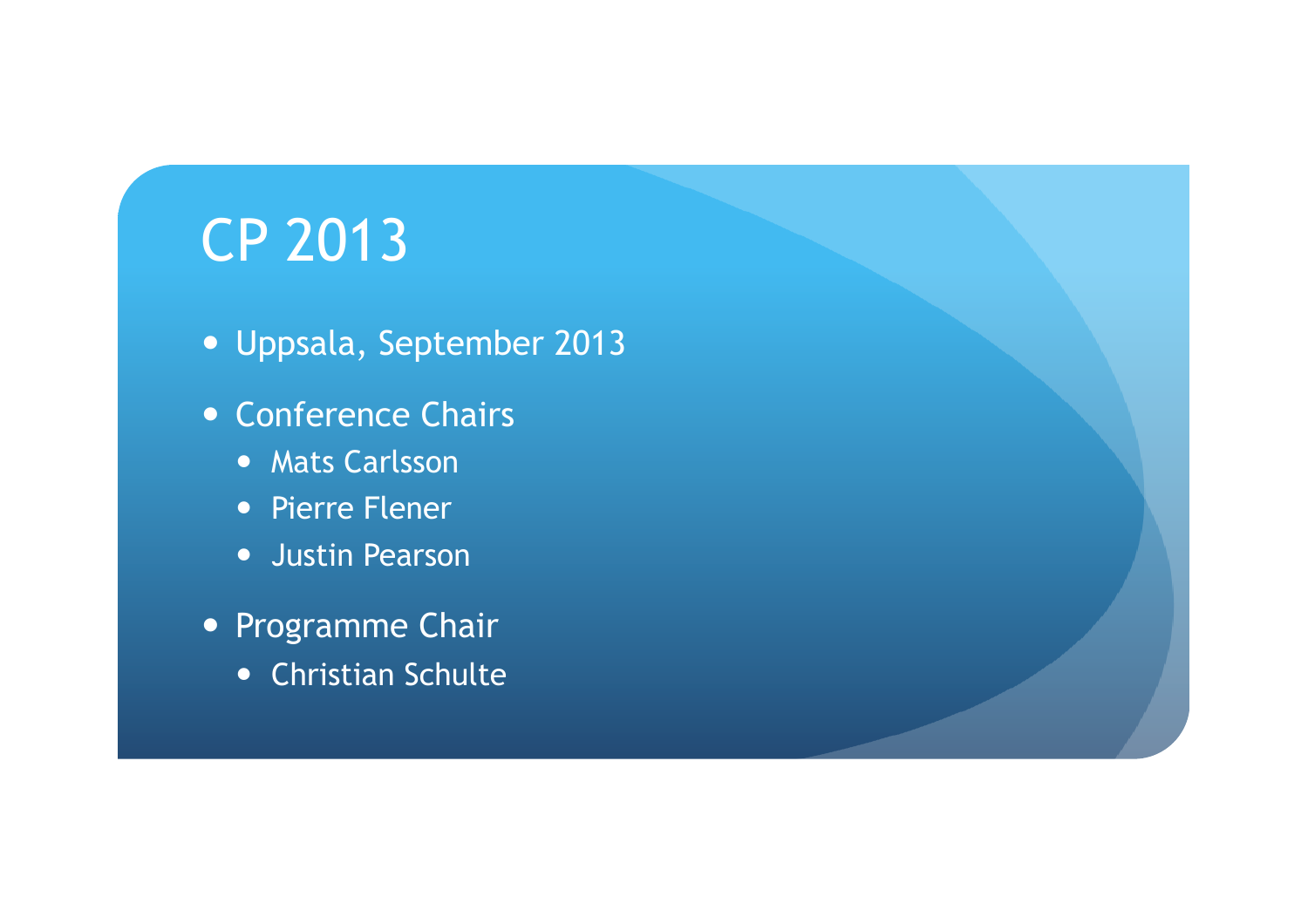# CP 2013

- Uppsala, September 2013
- Conference Chairs
  - Mats Carlsson
  - Pierre Flener
  - Justin Pearson
- Programme Chair
  - Christian Schulte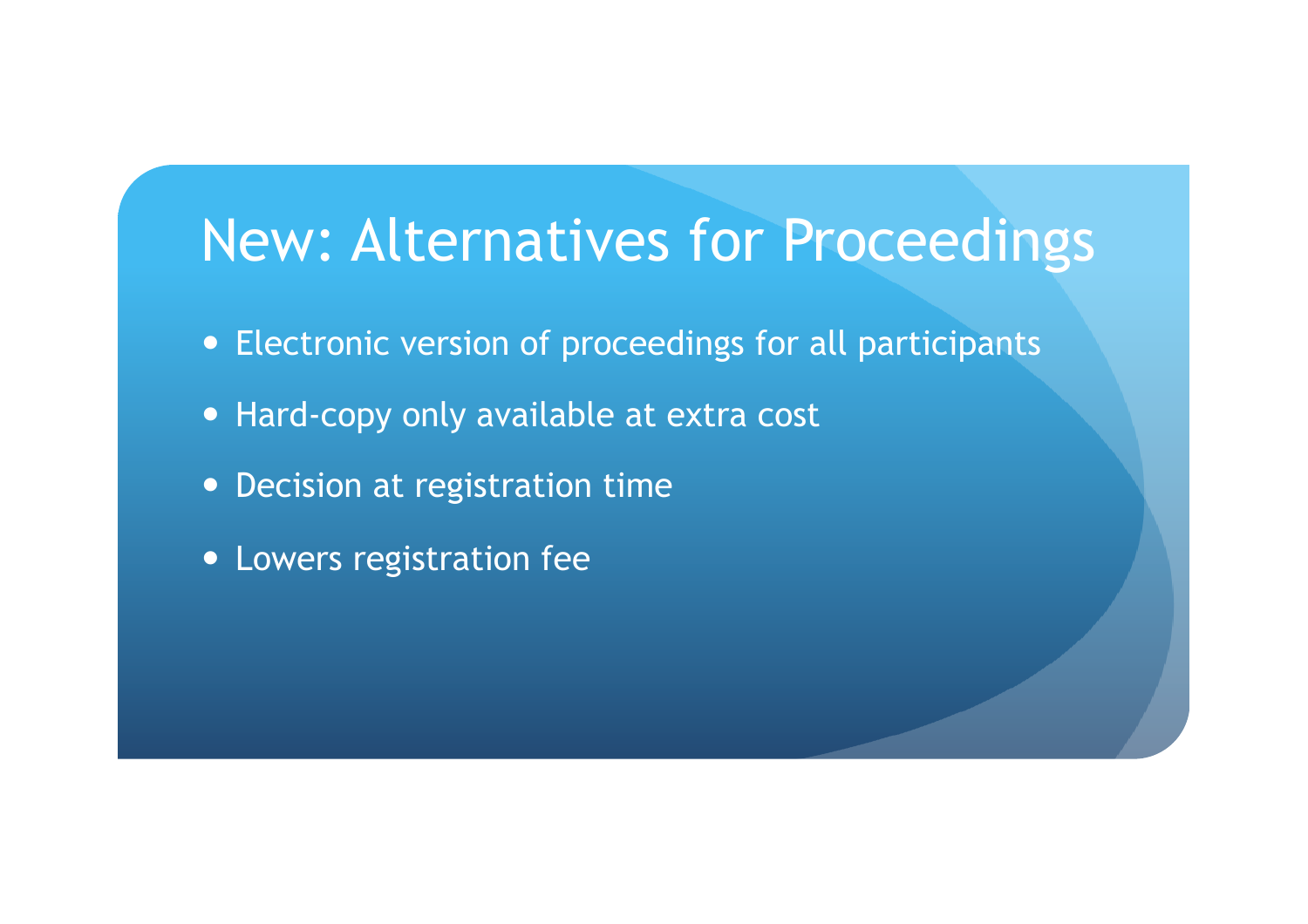# New: Alternatives for Proceedings

- Electronic version of proceedings for all participants
- Hard-copy only available at extra cost
- Decision at registration time
- Lowers registration fee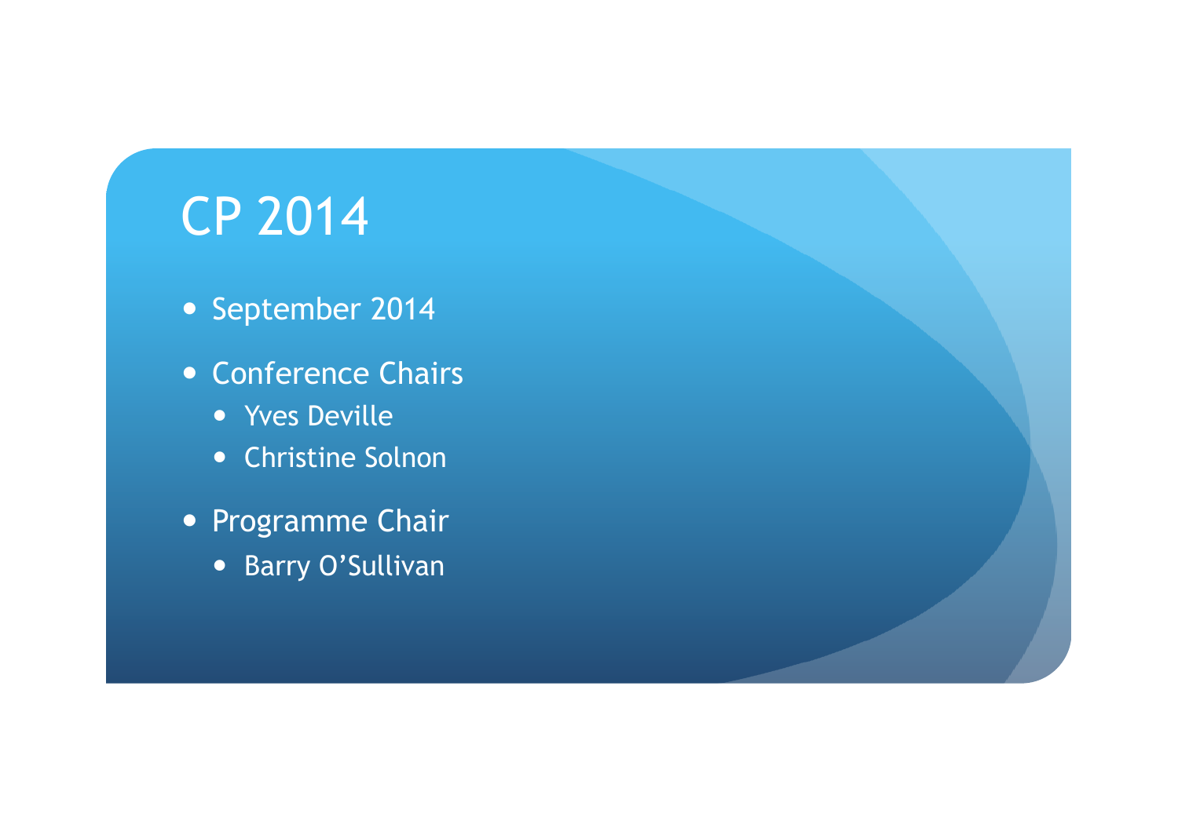# CP 2014

- September 2014
- Conference Chairs
  - Yves Deville
  - Christine Solnon
- Programme Chair
  - Barry O’Sullivan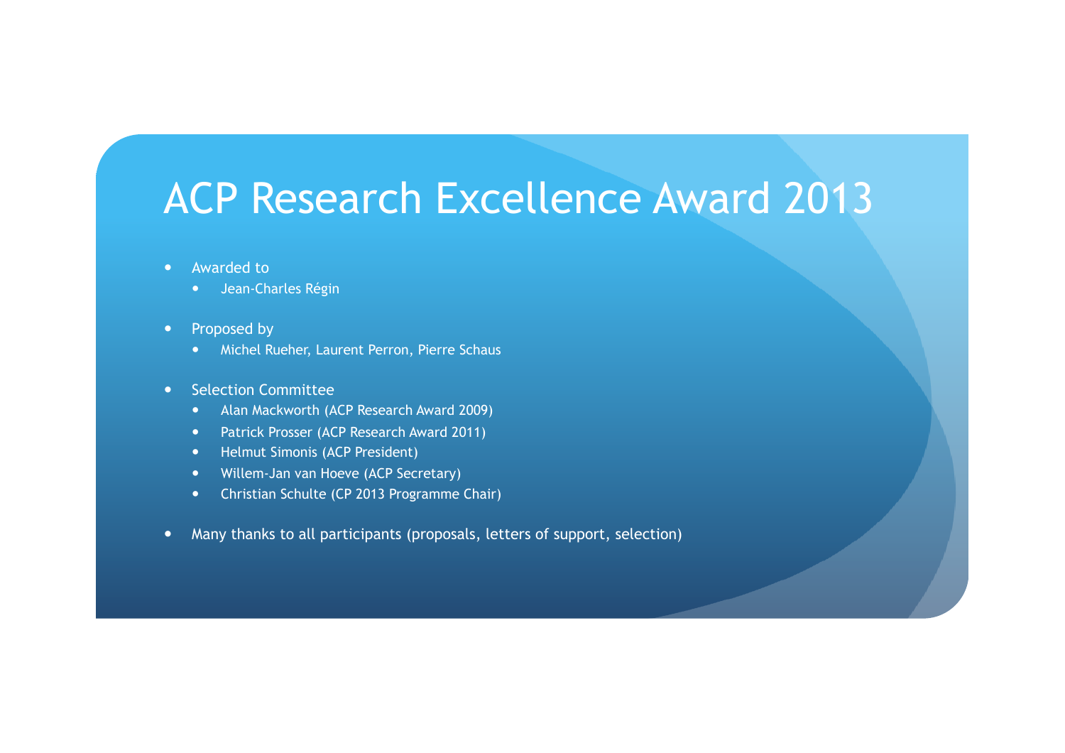# ACP Research Excellence Award 2013

- Awarded to
  - Jean-Charles Régin
- Proposed by
  - Michel Rueher, Laurent Perron, Pierre Schaus
- Selection Committee
  - Alan Mackworth (ACP Research Award 2009)
  - Patrick Prosser (ACP Research Award 2011)
  - Helmut Simonis (ACP President)
  - Willem-Jan van Hoeve (ACP Secretary)
  - Christian Schulte (CP 2013 Programme Chair)
- Many thanks to all participants (proposals, letters of support, selection)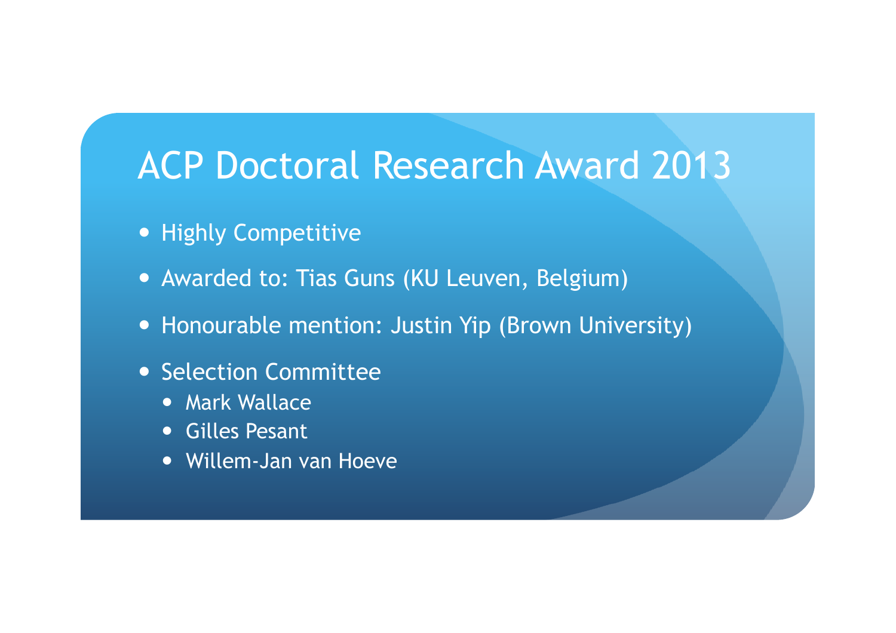# ACP Doctoral Research Award 2013

- Highly Competitive
- Awarded to: Tias Guns (KU Leuven, Belgium)
- Honourable mention: Justin Yip (Brown University)
- Selection Committee
  - Mark Wallace
  - Gilles Pesant
  - Willem-Jan van Hoeve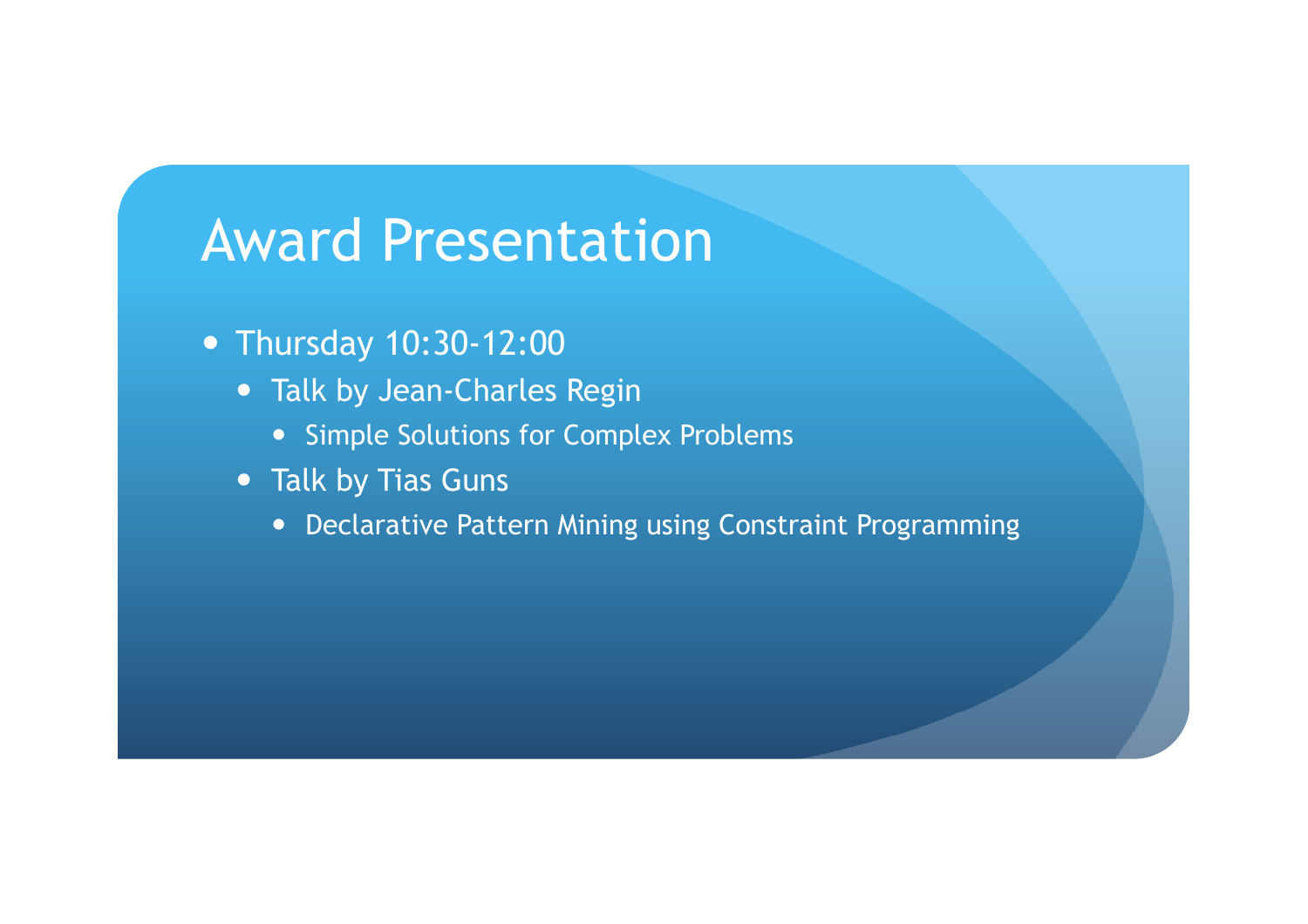# Award Presentation

- Thursday 10:30-12:00
  - Talk by Jean-Charles Regin
    - Simple Solutions for Complex Problems
  - Talk by Tias Guns
    - Declarative Pattern Mining using Constraint Programming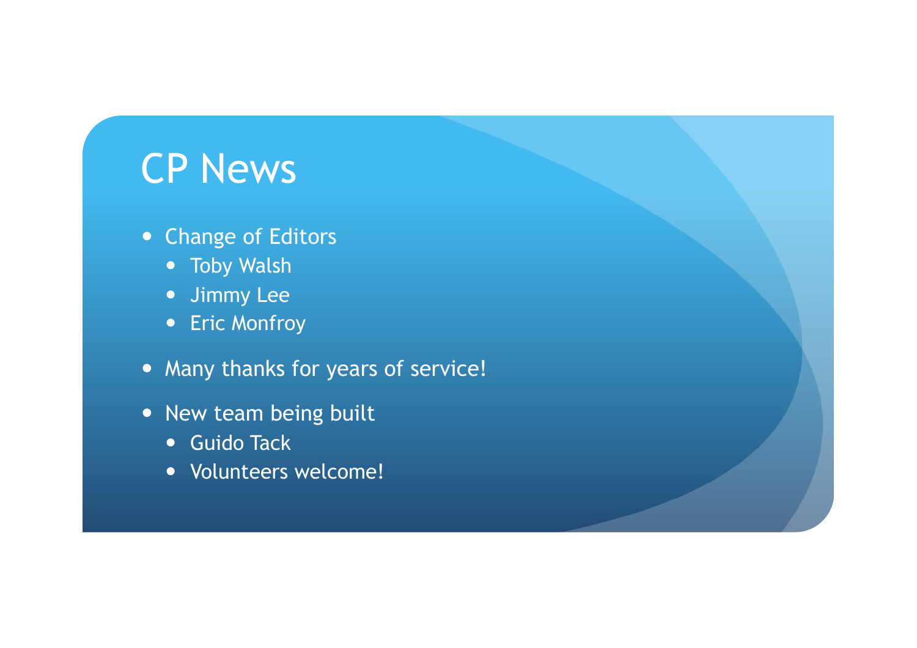# CP News

- Change of Editors
  - Toby Walsh
  - Jimmy Lee
  - Eric Monfroy
- Many thanks for years of service!
- New team being built
  - Guido Tack
  - Volunteers welcome!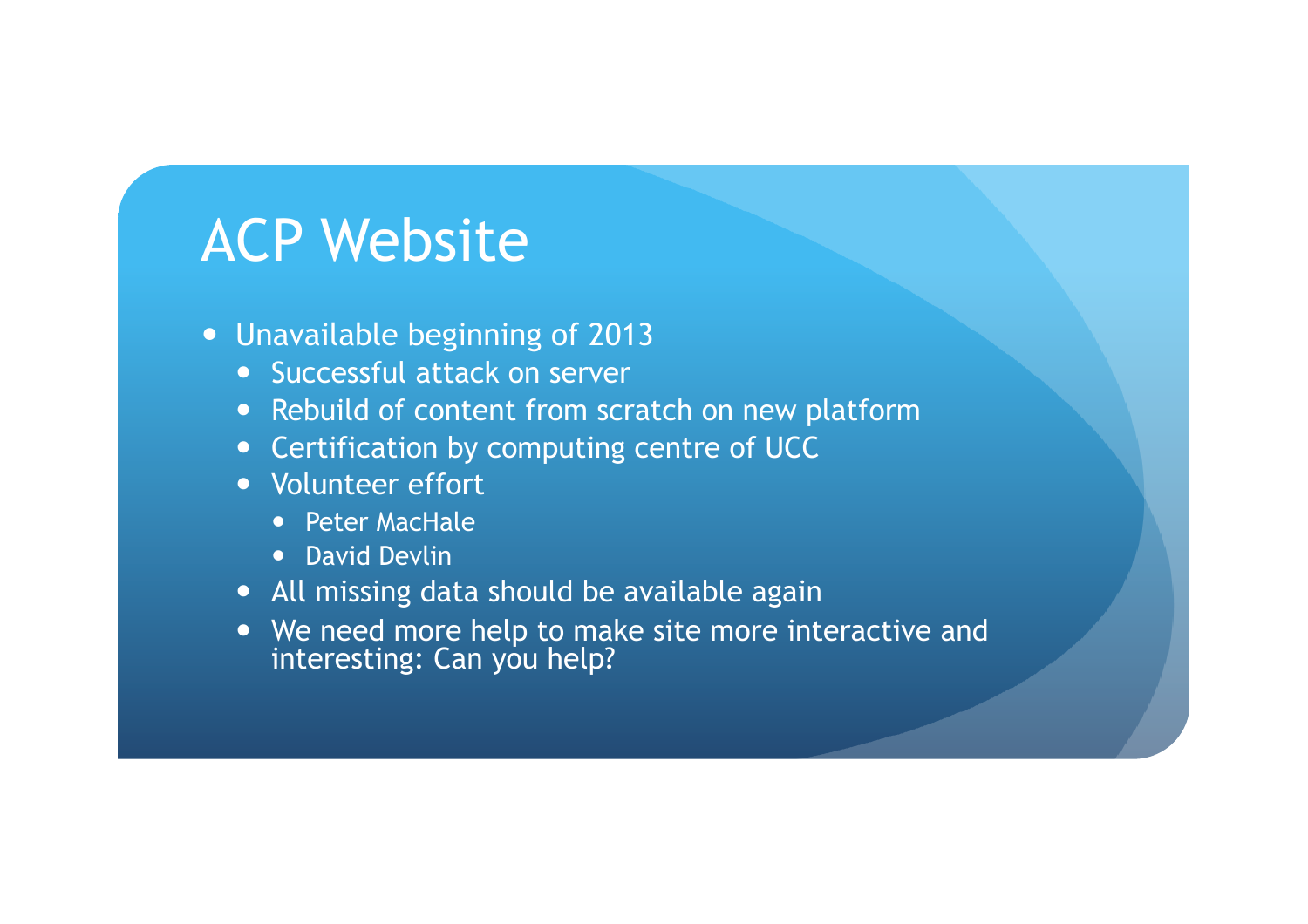# ACP Website

- Unavailable beginning of 2013
  - Successful attack on server
  - Rebuild of content from scratch on new platform
  - Certification by computing centre of UCC
  - Volunteer effort
    - Peter MacHale
    - David Devlin
  - All missing data should be available again
  - We need more help to make site more interactive and interesting: Can you help?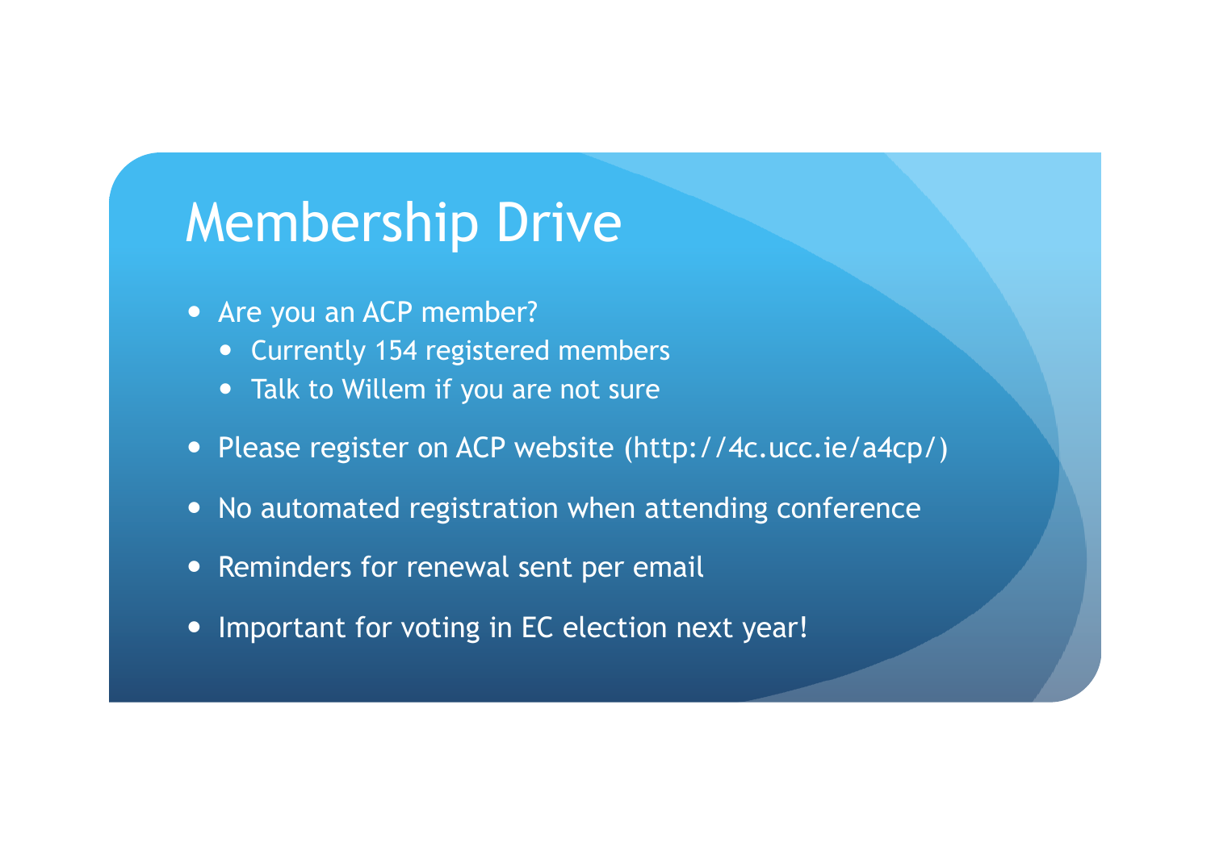# Membership Drive

- Are you an ACP member?
  - Currently 154 registered members
  - Talk to Willem if you are not sure
- Please register on ACP website (http://4c.ucc.ie/a4cp/)
- No automated registration when attending conference
- Reminders for renewal sent per email
- Important for voting in EC election next year!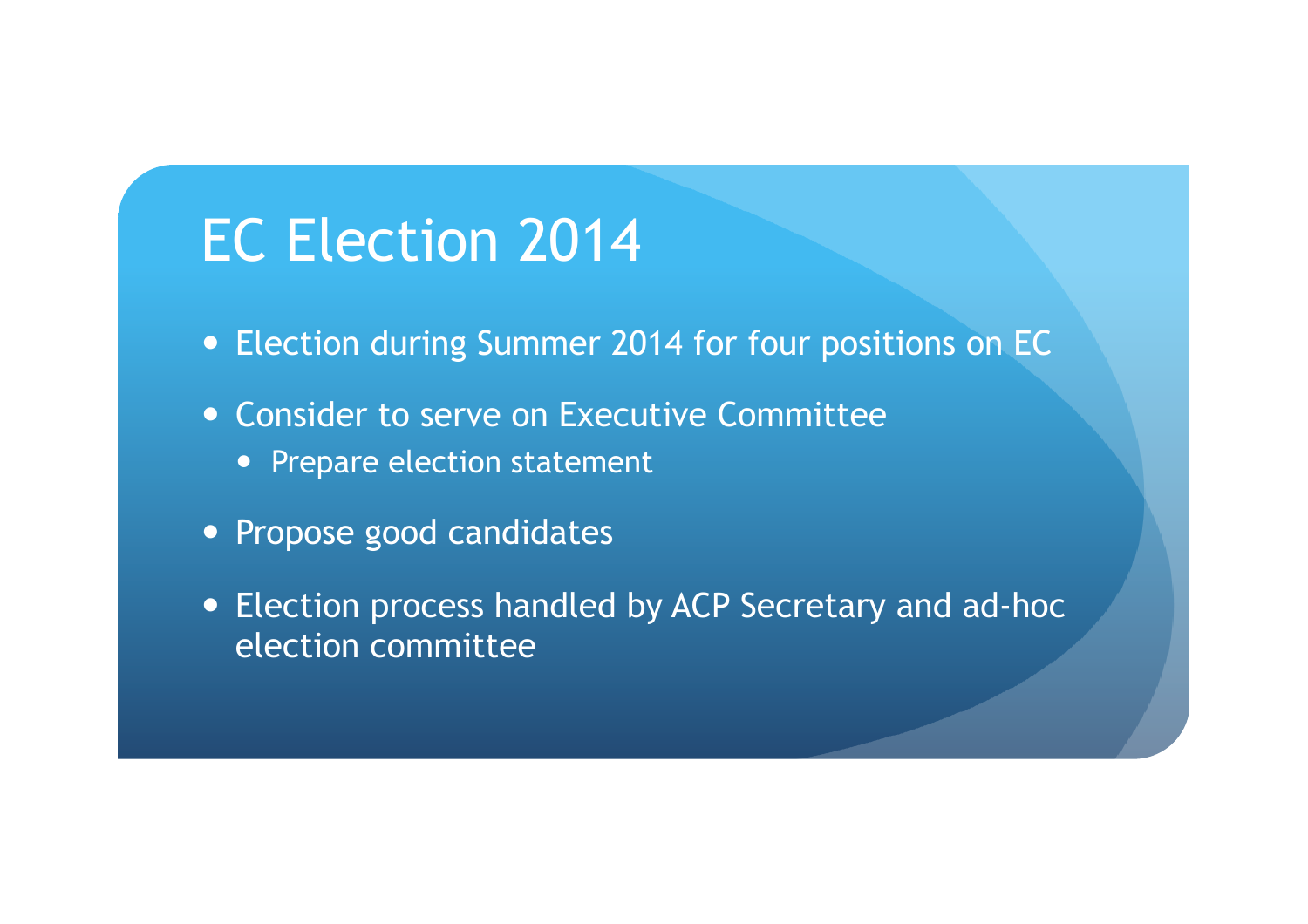# EC Election 2014

- Election during Summer 2014 for four positions on EC
- Consider to serve on Executive Committee
  - Prepare election statement
- Propose good candidates
- Election process handled by ACP Secretary and ad-hoc election committee